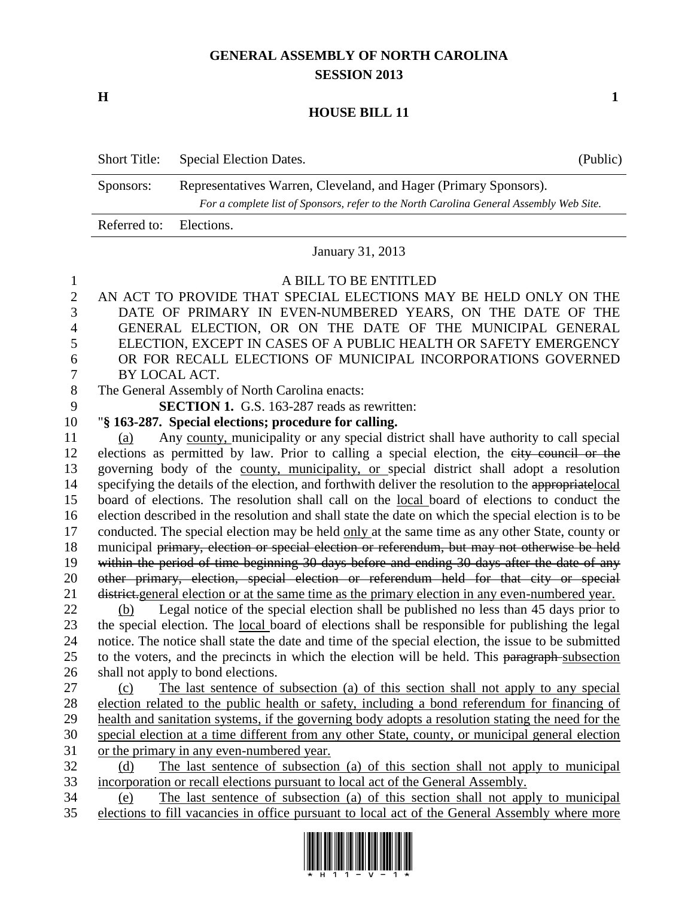# GENERAL ASSEMBLY OF NORTH CAROLINA
## SESSION 2013

**H** **1**

## HOUSE BILL 11

| | | |
|---|---|---|
| Short Title: | Special Election Dates. | (Public) |
| Sponsors: | Representatives Warren, Cleveland, and Hager (Primary Sponsors). *For a complete list of Sponsors, refer to the North Carolina General Assembly Web Site.* | |
| Referred to: | Elections. | |

January 31, 2013

A BILL TO BE ENTITLED

AN ACT TO PROVIDE THAT SPECIAL ELECTIONS MAY BE HELD ONLY ON THE DATE OF PRIMARY IN EVEN-NUMBERED YEARS, ON THE DATE OF THE GENERAL ELECTION, OR ON THE DATE OF THE MUNICIPAL GENERAL ELECTION, EXCEPT IN CASES OF A PUBLIC HEALTH OR SAFETY EMERGENCY OR FOR RECALL ELECTIONS OF MUNICIPAL INCORPORATIONS GOVERNED BY LOCAL ACT.

The General Assembly of North Carolina enacts:

**SECTION 1.** G.S. 163-287 reads as rewritten:

"**§ 163-287. Special elections; procedure for calling.**

<u>(a)</u> Any <u>county,</u> municipality or any special district shall have authority to call special elections as permitted by law. Prior to calling a special election, the ~~city council or the~~ governing body of the <u>county, municipality, or</u> special district shall adopt a resolution specifying the details of the election, and forthwith deliver the resolution to the ~~appropriate~~<u>local</u> board of elections. The resolution shall call on the <u>local</u> board of elections to conduct the election described in the resolution and shall state the date on which the special election is to be conducted. The special election may be held <u>only</u> at the same time as any other State, county or municipal ~~primary, election or special election or referendum, but may not otherwise be held within the period of time beginning 30 days before and ending 30 days after the date of any other primary, election, special election or referendum held for that city or special district.~~<u>general election or at the same time as the primary election in any even-numbered year.</u>

<u>(b)</u> Legal notice of the special election shall be published no less than 45 days prior to the special election. The <u>local</u> board of elections shall be responsible for publishing the legal notice. The notice shall state the date and time of the special election, the issue to be submitted to the voters, and the precincts in which the election will be held. This ~~paragraph~~ <u>subsection</u> shall not apply to bond elections.

<u>(c) The last sentence of subsection (a) of this section shall not apply to any special election related to the public health or safety, including a bond referendum for financing of health and sanitation systems, if the governing body adopts a resolution stating the need for the special election at a time different from any other State, county, or municipal general election or the primary in any even-numbered year.</u>

<u>(d) The last sentence of subsection (a) of this section shall not apply to municipal incorporation or recall elections pursuant to local act of the General Assembly.</u>

<u>(e) The last sentence of subsection (a) of this section shall not apply to municipal elections to fill vacancies in office pursuant to local act of the General Assembly where more</u>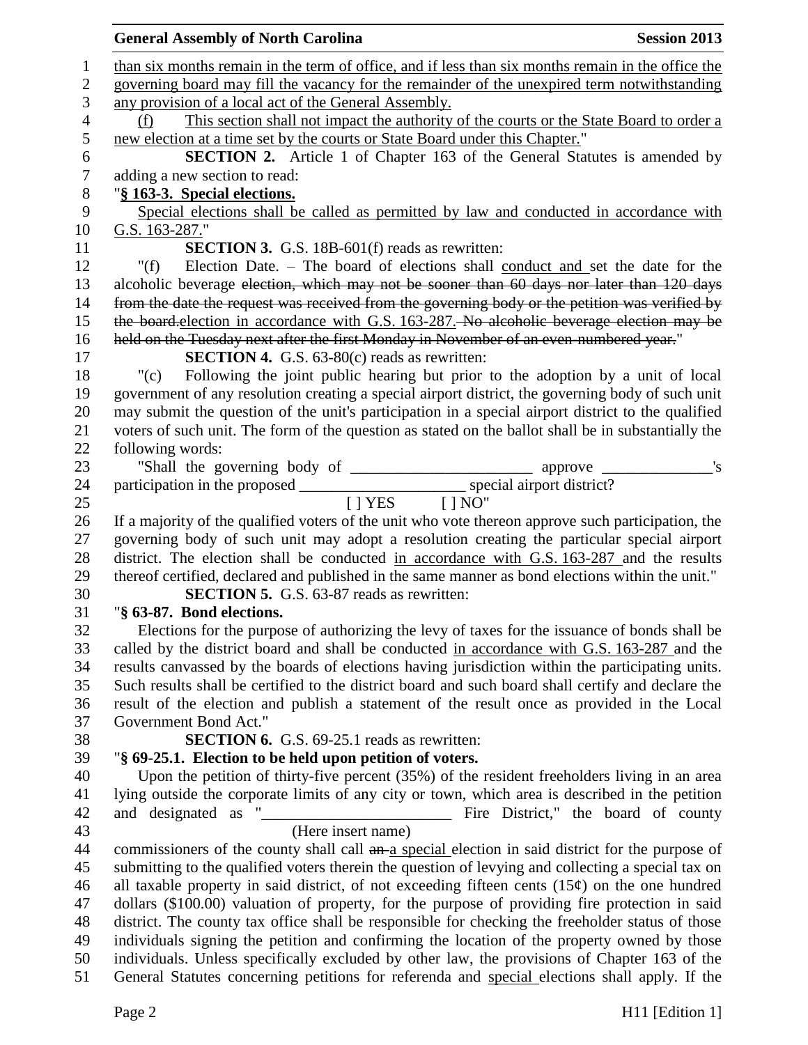than six months remain in the term of office, and if less than six months remain in the office the governing board may fill the vacancy for the remainder of the unexpired term notwithstanding any provision of a local act of the General Assembly.

(f) This section shall not impact the authority of the courts or the State Board to order a new election at a time set by the courts or State Board under this Chapter."

**SECTION 2.** Article 1 of Chapter 163 of the General Statutes is amended by adding a new section to read:

"**§ 163-3. Special elections.**

Special elections shall be called as permitted by law and conducted in accordance with G.S. 163-287."

**SECTION 3.** G.S. 18B-601(f) reads as rewritten:

"(f) Election Date. – The board of elections shall conduct and set the date for the alcoholic beverage ~~election, which may not be sooner than 60 days nor later than 120 days from the date the request was received from the governing body or the petition was verified by the board.~~election in accordance with G.S. 163-287. ~~No alcoholic beverage election may be held on the Tuesday next after the first Monday in November of an even-numbered year.~~"

**SECTION 4.** G.S. 63-80(c) reads as rewritten:

"(c) Following the joint public hearing but prior to the adoption by a unit of local government of any resolution creating a special airport district, the governing body of such unit may submit the question of the unit's participation in a special airport district to the qualified voters of such unit. The form of the question as stated on the ballot shall be in substantially the following words:

"Shall the governing body of ________________________ approve ______________'s participation in the proposed ______________________ special airport district?

[ ] YES [ ] NO"

If a majority of the qualified voters of the unit who vote thereon approve such participation, the governing body of such unit may adopt a resolution creating the particular special airport district. The election shall be conducted in accordance with G.S. 163-287 and the results thereof certified, declared and published in the same manner as bond elections within the unit."

**SECTION 5.** G.S. 63-87 reads as rewritten:

"**§ 63-87. Bond elections.**

Elections for the purpose of authorizing the levy of taxes for the issuance of bonds shall be called by the district board and shall be conducted in accordance with G.S. 163-287 and the results canvassed by the boards of elections having jurisdiction within the participating units. Such results shall be certified to the district board and such board shall certify and declare the result of the election and publish a statement of the result once as provided in the Local Government Bond Act."

**SECTION 6.** G.S. 69-25.1 reads as rewritten:

"**§ 69-25.1. Election to be held upon petition of voters.**

Upon the petition of thirty-five percent (35%) of the resident freeholders living in an area lying outside the corporate limits of any city or town, which area is described in the petition and designated as "________________________ Fire District," the board of county
(Here insert name)
commissioners of the county shall call ~~an~~ a special election in said district for the purpose of submitting to the qualified voters therein the question of levying and collecting a special tax on all taxable property in said district, of not exceeding fifteen cents (15¢) on the one hundred dollars ($100.00) valuation of property, for the purpose of providing fire protection in said district. The county tax office shall be responsible for checking the freeholder status of those individuals signing the petition and confirming the location of the property owned by those individuals. Unless specifically excluded by other law, the provisions of Chapter 163 of the General Statutes concerning petitions for referenda and special elections shall apply. If the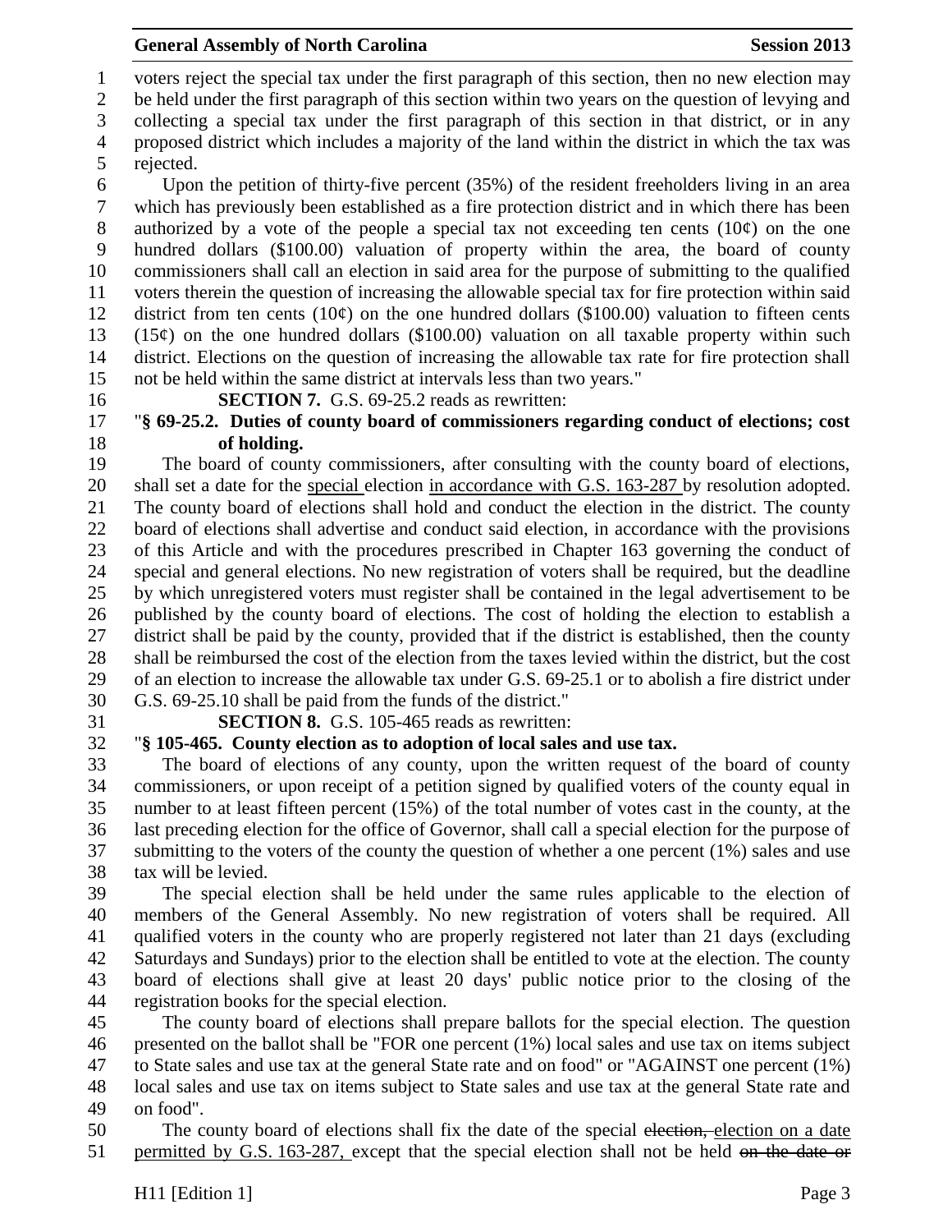voters reject the special tax under the first paragraph of this section, then no new election may be held under the first paragraph of this section within two years on the question of levying and collecting a special tax under the first paragraph of this section in that district, or in any proposed district which includes a majority of the land within the district in which the tax was rejected.

Upon the petition of thirty-five percent (35%) of the resident freeholders living in an area which has previously been established as a fire protection district and in which there has been authorized by a vote of the people a special tax not exceeding ten cents (10¢) on the one hundred dollars ($100.00) valuation of property within the area, the board of county commissioners shall call an election in said area for the purpose of submitting to the qualified voters therein the question of increasing the allowable special tax for fire protection within said district from ten cents (10¢) on the one hundred dollars ($100.00) valuation to fifteen cents (15¢) on the one hundred dollars ($100.00) valuation on all taxable property within such district. Elections on the question of increasing the allowable tax rate for fire protection shall not be held within the same district at intervals less than two years."

**SECTION 7.** G.S. 69-25.2 reads as rewritten:

"**§ 69-25.2. Duties of county board of commissioners regarding conduct of elections; cost of holding.**

The board of county commissioners, after consulting with the county board of elections, shall set a date for the special election in accordance with G.S. 163-287 by resolution adopted. The county board of elections shall hold and conduct the election in the district. The county board of elections shall advertise and conduct said election, in accordance with the provisions of this Article and with the procedures prescribed in Chapter 163 governing the conduct of special and general elections. No new registration of voters shall be required, but the deadline by which unregistered voters must register shall be contained in the legal advertisement to be published by the county board of elections. The cost of holding the election to establish a district shall be paid by the county, provided that if the district is established, then the county shall be reimbursed the cost of the election from the taxes levied within the district, but the cost of an election to increase the allowable tax under G.S. 69-25.1 or to abolish a fire district under G.S. 69-25.10 shall be paid from the funds of the district."

**SECTION 8.** G.S. 105-465 reads as rewritten:

"**§ 105-465. County election as to adoption of local sales and use tax.**

The board of elections of any county, upon the written request of the board of county commissioners, or upon receipt of a petition signed by qualified voters of the county equal in number to at least fifteen percent (15%) of the total number of votes cast in the county, at the last preceding election for the office of Governor, shall call a special election for the purpose of submitting to the voters of the county the question of whether a one percent (1%) sales and use tax will be levied.

The special election shall be held under the same rules applicable to the election of members of the General Assembly. No new registration of voters shall be required. All qualified voters in the county who are properly registered not later than 21 days (excluding Saturdays and Sundays) prior to the election shall be entitled to vote at the election. The county board of elections shall give at least 20 days' public notice prior to the closing of the registration books for the special election.

The county board of elections shall prepare ballots for the special election. The question presented on the ballot shall be "FOR one percent (1%) local sales and use tax on items subject to State sales and use tax at the general State rate and on food" or "AGAINST one percent (1%) local sales and use tax on items subject to State sales and use tax at the general State rate and on food".

The county board of elections shall fix the date of the special ~~election,~~ election on a date permitted by G.S. 163-287, except that the special election shall not be held ~~on the date or~~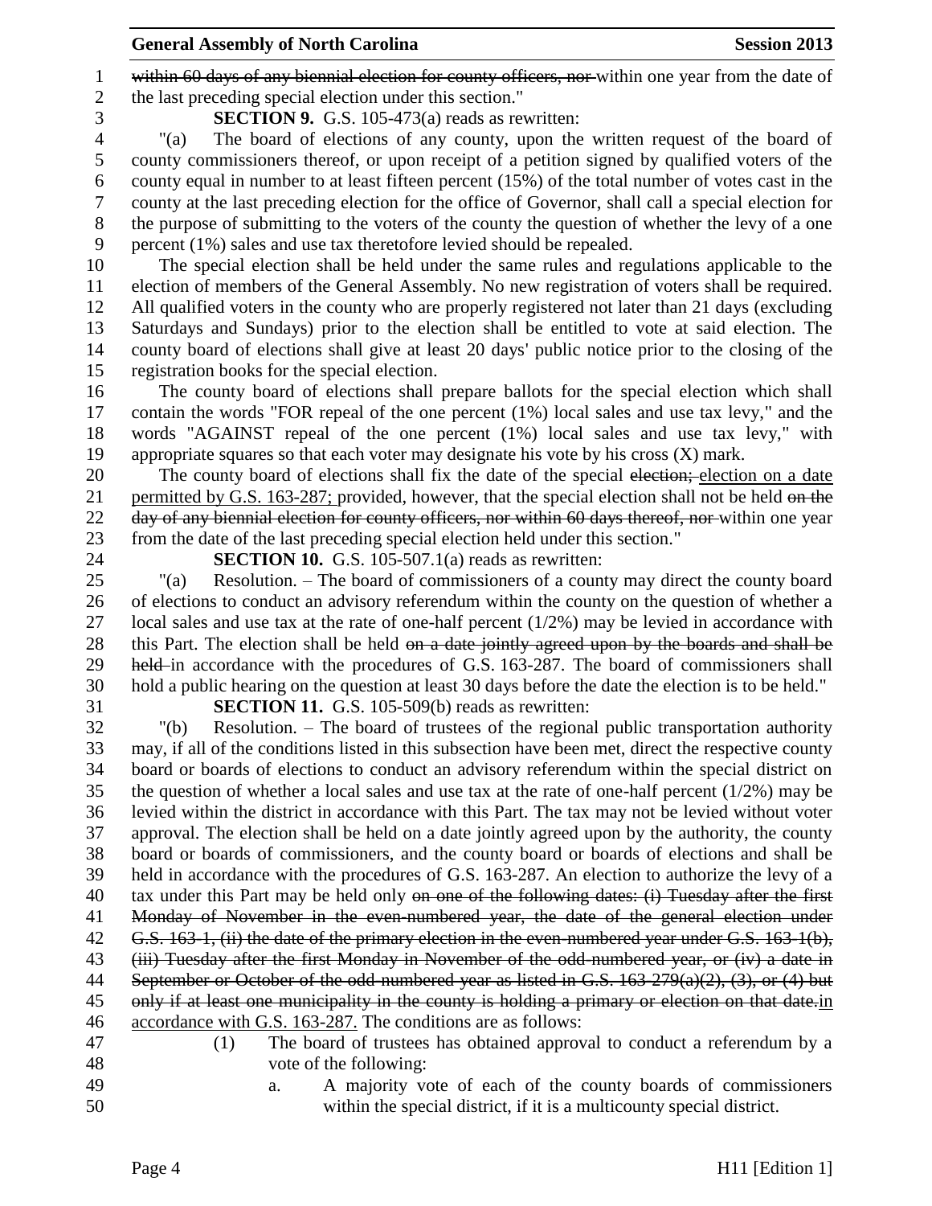~~within 60 days of any biennial election for county officers, nor~~ within one year from the date of the last preceding special election under this section."

**SECTION 9.** G.S. 105-473(a) reads as rewritten:

"(a) The board of elections of any county, upon the written request of the board of county commissioners thereof, or upon receipt of a petition signed by qualified voters of the county equal in number to at least fifteen percent (15%) of the total number of votes cast in the county at the last preceding election for the office of Governor, shall call a special election for the purpose of submitting to the voters of the county the question of whether the levy of a one percent (1%) sales and use tax theretofore levied should be repealed.

The special election shall be held under the same rules and regulations applicable to the election of members of the General Assembly. No new registration of voters shall be required. All qualified voters in the county who are properly registered not later than 21 days (excluding Saturdays and Sundays) prior to the election shall be entitled to vote at said election. The county board of elections shall give at least 20 days' public notice prior to the closing of the registration books for the special election.

The county board of elections shall prepare ballots for the special election which shall contain the words "FOR repeal of the one percent (1%) local sales and use tax levy," and the words "AGAINST repeal of the one percent (1%) local sales and use tax levy," with appropriate squares so that each voter may designate his vote by his cross (X) mark.

The county board of elections shall fix the date of the special ~~election;~~ <u>election on a date permitted by G.S. 163-287;</u> provided, however, that the special election shall not be held ~~on the day of any biennial election for county officers, nor within 60 days thereof, nor~~ within one year from the date of the last preceding special election held under this section."

**SECTION 10.** G.S. 105-507.1(a) reads as rewritten:

"(a) Resolution. – The board of commissioners of a county may direct the county board of elections to conduct an advisory referendum within the county on the question of whether a local sales and use tax at the rate of one-half percent (1/2%) may be levied in accordance with this Part. The election shall be held ~~on a date jointly agreed upon by the boards and shall be held~~ in accordance with the procedures of G.S. 163-287. The board of commissioners shall hold a public hearing on the question at least 30 days before the date the election is to be held."

**SECTION 11.** G.S. 105-509(b) reads as rewritten:

"(b) Resolution. – The board of trustees of the regional public transportation authority may, if all of the conditions listed in this subsection have been met, direct the respective county board or boards of elections to conduct an advisory referendum within the special district on the question of whether a local sales and use tax at the rate of one-half percent (1/2%) may be levied within the district in accordance with this Part. The tax may not be levied without voter approval. The election shall be held on a date jointly agreed upon by the authority, the county board or boards of commissioners, and the county board or boards of elections and shall be held in accordance with the procedures of G.S. 163-287. An election to authorize the levy of a tax under this Part may be held only ~~on one of the following dates: (i) Tuesday after the first Monday of November in the even-numbered year, the date of the general election under G.S. 163-1, (ii) the date of the primary election in the even-numbered year under G.S. 163-1(b), (iii) Tuesday after the first Monday in November of the odd-numbered year, or (iv) a date in September or October of the odd-numbered year as listed in G.S. 163-279(a)(2), (3), or (4) but only if at least one municipality in the county is holding a primary or election on that date.~~<u>in accordance with G.S. 163-287.</u> The conditions are as follows:

(1) The board of trustees has obtained approval to conduct a referendum by a vote of the following:

a. A majority vote of each of the county boards of commissioners within the special district, if it is a multicounty special district.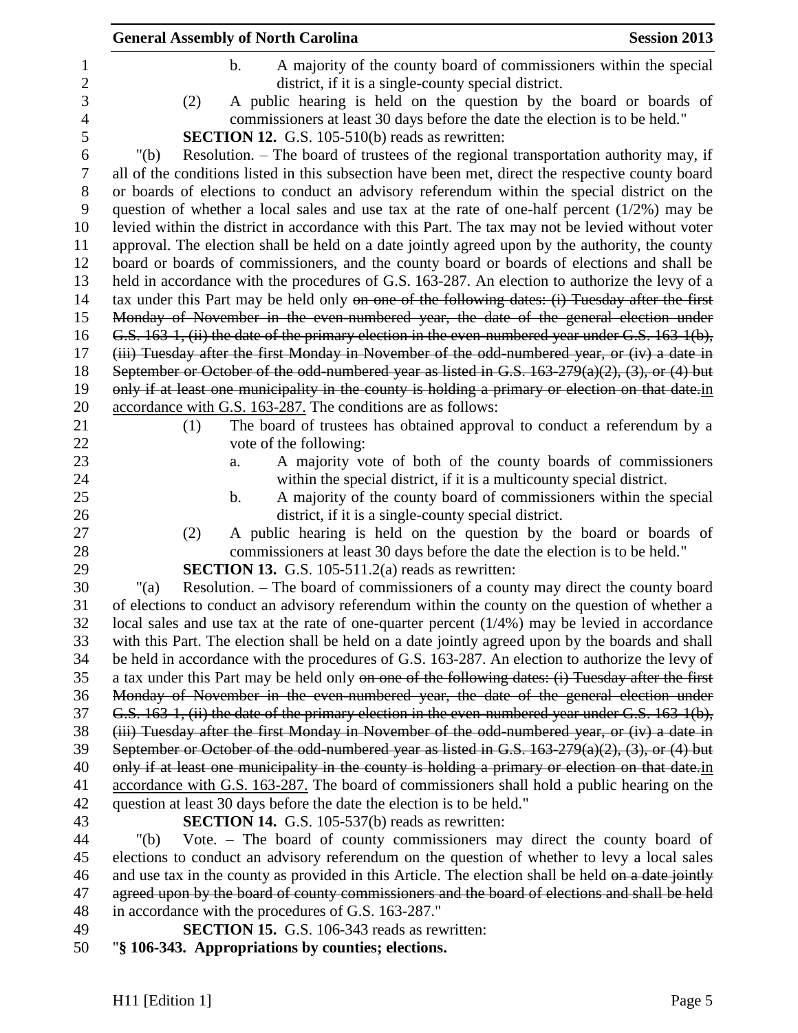b. A majority of the county board of commissioners within the special district, if it is a single-county special district.

(2) A public hearing is held on the question by the board or boards of commissioners at least 30 days before the date the election is to be held."

**SECTION 12.** G.S. 105-510(b) reads as rewritten:

"(b) Resolution. – The board of trustees of the regional transportation authority may, if all of the conditions listed in this subsection have been met, direct the respective county board or boards of elections to conduct an advisory referendum within the special district on the question of whether a local sales and use tax at the rate of one-half percent (1/2%) may be levied within the district in accordance with this Part. The tax may not be levied without voter approval. The election shall be held on a date jointly agreed upon by the authority, the county board or boards of commissioners, and the county board or boards of elections and shall be held in accordance with the procedures of G.S. 163-287. An election to authorize the levy of a tax under this Part may be held only ~~on one of the following dates: (i) Tuesday after the first Monday of November in the even-numbered year, the date of the general election under G.S. 163-1, (ii) the date of the primary election in the even-numbered year under G.S. 163-1(b), (iii) Tuesday after the first Monday in November of the odd-numbered year, or (iv) a date in September or October of the odd-numbered year as listed in G.S. 163-279(a)(2), (3), or (4) but only if at least one municipality in the county is holding a primary or election on that date.~~in accordance with G.S. 163-287. The conditions are as follows:

(1) The board of trustees has obtained approval to conduct a referendum by a vote of the following:

a. A majority vote of both of the county boards of commissioners within the special district, if it is a multicounty special district.

b. A majority of the county board of commissioners within the special district, if it is a single-county special district.

(2) A public hearing is held on the question by the board or boards of commissioners at least 30 days before the date the election is to be held."

**SECTION 13.** G.S. 105-511.2(a) reads as rewritten:

"(a) Resolution. – The board of commissioners of a county may direct the county board of elections to conduct an advisory referendum within the county on the question of whether a local sales and use tax at the rate of one-quarter percent (1/4%) may be levied in accordance with this Part. The election shall be held on a date jointly agreed upon by the boards and shall be held in accordance with the procedures of G.S. 163-287. An election to authorize the levy of a tax under this Part may be held only ~~on one of the following dates: (i) Tuesday after the first Monday of November in the even-numbered year, the date of the general election under G.S. 163-1, (ii) the date of the primary election in the even-numbered year under G.S. 163-1(b), (iii) Tuesday after the first Monday in November of the odd-numbered year, or (iv) a date in September or October of the odd-numbered year as listed in G.S. 163-279(a)(2), (3), or (4) but only if at least one municipality in the county is holding a primary or election on that date.~~in accordance with G.S. 163-287. The board of commissioners shall hold a public hearing on the question at least 30 days before the date the election is to be held."

**SECTION 14.** G.S. 105-537(b) reads as rewritten:

"(b) Vote. – The board of county commissioners may direct the county board of elections to conduct an advisory referendum on the question of whether to levy a local sales and use tax in the county as provided in this Article. The election shall be held ~~on a date jointly agreed upon by the board of county commissioners and the board of elections and shall be held~~ in accordance with the procedures of G.S. 163-287."

**SECTION 15.** G.S. 106-343 reads as rewritten:

"**§ 106-343. Appropriations by counties; elections.**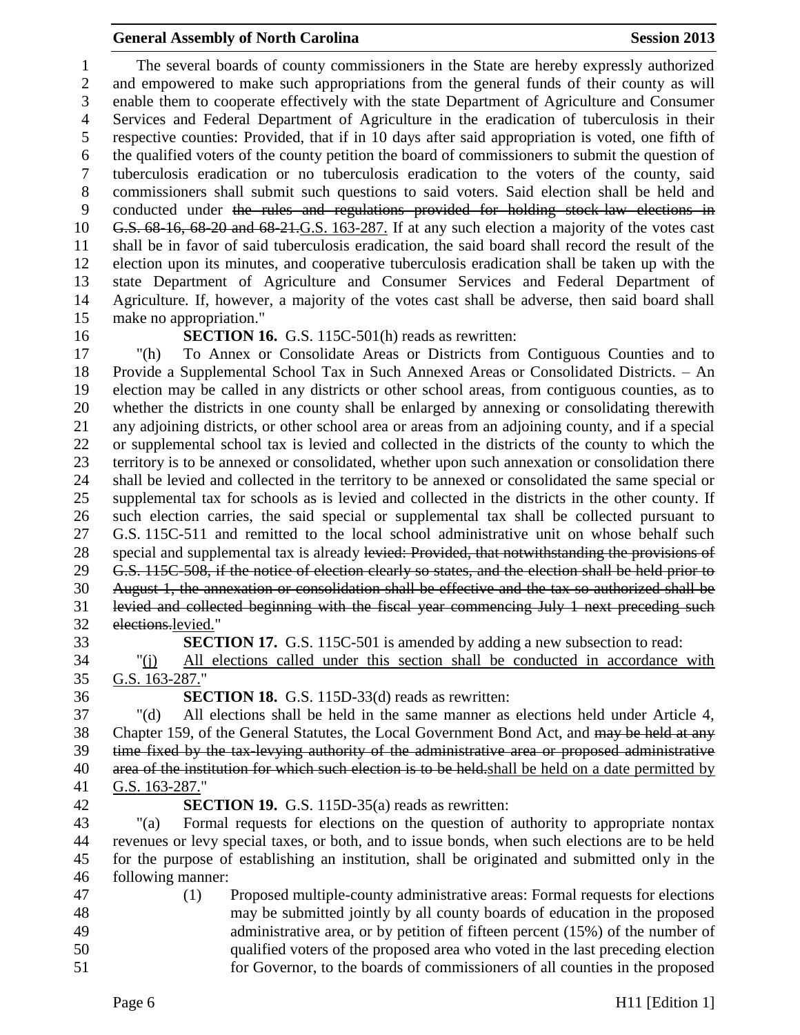The several boards of county commissioners in the State are hereby expressly authorized and empowered to make such appropriations from the general funds of their county as will enable them to cooperate effectively with the state Department of Agriculture and Consumer Services and Federal Department of Agriculture in the eradication of tuberculosis in their respective counties: Provided, that if in 10 days after said appropriation is voted, one fifth of the qualified voters of the county petition the board of commissioners to submit the question of tuberculosis eradication or no tuberculosis eradication to the voters of the county, said commissioners shall submit such questions to said voters. Said election shall be held and conducted under ~~the rules and regulations provided for holding stock-law elections in G.S. 68-16, 68-20 and 68-21.~~G.S. 163-287. If at any such election a majority of the votes cast shall be in favor of said tuberculosis eradication, the said board shall record the result of the election upon its minutes, and cooperative tuberculosis eradication shall be taken up with the state Department of Agriculture and Consumer Services and Federal Department of Agriculture. If, however, a majority of the votes cast shall be adverse, then said board shall make no appropriation."

**SECTION 16.** G.S. 115C-501(h) reads as rewritten:

"(h) To Annex or Consolidate Areas or Districts from Contiguous Counties and to Provide a Supplemental School Tax in Such Annexed Areas or Consolidated Districts. – An election may be called in any districts or other school areas, from contiguous counties, as to whether the districts in one county shall be enlarged by annexing or consolidating therewith any adjoining districts, or other school area or areas from an adjoining county, and if a special or supplemental school tax is levied and collected in the districts of the county to which the territory is to be annexed or consolidated, whether upon such annexation or consolidation there shall be levied and collected in the territory to be annexed or consolidated the same special or supplemental tax for schools as is levied and collected in the districts in the other county. If such election carries, the said special or supplemental tax shall be collected pursuant to G.S. 115C-511 and remitted to the local school administrative unit on whose behalf such special and supplemental tax is already ~~levied: Provided, that notwithstanding the provisions of G.S. 115C-508, if the notice of election clearly so states, and the election shall be held prior to August 1, the annexation or consolidation shall be effective and the tax so authorized shall be levied and collected beginning with the fiscal year commencing July 1 next preceding such elections.~~levied."

**SECTION 17.** G.S. 115C-501 is amended by adding a new subsection to read:

"(j) All elections called under this section shall be conducted in accordance with G.S. 163-287."

**SECTION 18.** G.S. 115D-33(d) reads as rewritten:

"(d) All elections shall be held in the same manner as elections held under Article 4, Chapter 159, of the General Statutes, the Local Government Bond Act, and ~~may be held at any time fixed by the tax-levying authority of the administrative area or proposed administrative area of the institution for which such election is to be held.~~shall be held on a date permitted by G.S. 163-287."

**SECTION 19.** G.S. 115D-35(a) reads as rewritten:

"(a) Formal requests for elections on the question of authority to appropriate nontax revenues or levy special taxes, or both, and to issue bonds, when such elections are to be held for the purpose of establishing an institution, shall be originated and submitted only in the following manner:

(1) Proposed multiple-county administrative areas: Formal requests for elections may be submitted jointly by all county boards of education in the proposed administrative area, or by petition of fifteen percent (15%) of the number of qualified voters of the proposed area who voted in the last preceding election for Governor, to the boards of commissioners of all counties in the proposed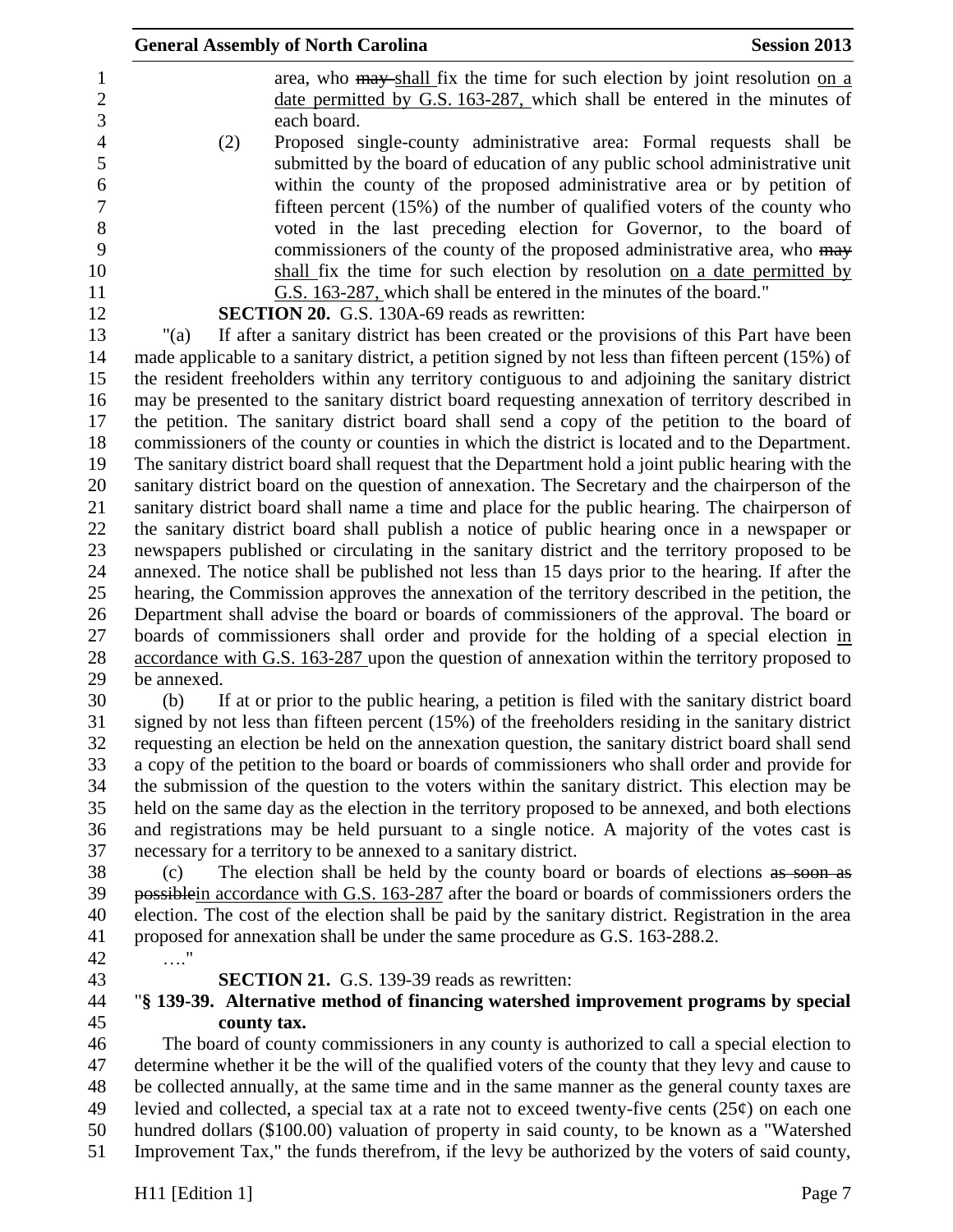area, who ~~may~~ shall fix the time for such election by joint resolution on a date permitted by G.S. 163-287, which shall be entered in the minutes of each board.

(2) Proposed single-county administrative area: Formal requests shall be submitted by the board of education of any public school administrative unit within the county of the proposed administrative area or by petition of fifteen percent (15%) of the number of qualified voters of the county who voted in the last preceding election for Governor, to the board of commissioners of the county of the proposed administrative area, who ~~may~~ shall fix the time for such election by resolution on a date permitted by G.S. 163-287, which shall be entered in the minutes of the board."

**SECTION 20.** G.S. 130A-69 reads as rewritten:

"(a) If after a sanitary district has been created or the provisions of this Part have been made applicable to a sanitary district, a petition signed by not less than fifteen percent (15%) of the resident freeholders within any territory contiguous to and adjoining the sanitary district may be presented to the sanitary district board requesting annexation of territory described in the petition. The sanitary district board shall send a copy of the petition to the board of commissioners of the county or counties in which the district is located and to the Department. The sanitary district board shall request that the Department hold a joint public hearing with the sanitary district board on the question of annexation. The Secretary and the chairperson of the sanitary district board shall name a time and place for the public hearing. The chairperson of the sanitary district board shall publish a notice of public hearing once in a newspaper or newspapers published or circulating in the sanitary district and the territory proposed to be annexed. The notice shall be published not less than 15 days prior to the hearing. If after the hearing, the Commission approves the annexation of the territory described in the petition, the Department shall advise the board or boards of commissioners of the approval. The board or boards of commissioners shall order and provide for the holding of a special election in accordance with G.S. 163-287 upon the question of annexation within the territory proposed to be annexed.

(b) If at or prior to the public hearing, a petition is filed with the sanitary district board signed by not less than fifteen percent (15%) of the freeholders residing in the sanitary district requesting an election be held on the annexation question, the sanitary district board shall send a copy of the petition to the board or boards of commissioners who shall order and provide for the submission of the question to the voters within the sanitary district. This election may be held on the same day as the election in the territory proposed to be annexed, and both elections and registrations may be held pursuant to a single notice. A majority of the votes cast is necessary for a territory to be annexed to a sanitary district.

(c) The election shall be held by the county board or boards of elections ~~as soon as possible~~in accordance with G.S. 163-287 after the board or boards of commissioners orders the election. The cost of the election shall be paid by the sanitary district. Registration in the area proposed for annexation shall be under the same procedure as G.S. 163-288.2.

…."

**SECTION 21.** G.S. 139-39 reads as rewritten:

"**§ 139-39. Alternative method of financing watershed improvement programs by special county tax.**

The board of county commissioners in any county is authorized to call a special election to determine whether it be the will of the qualified voters of the county that they levy and cause to be collected annually, at the same time and in the same manner as the general county taxes are levied and collected, a special tax at a rate not to exceed twenty-five cents (25¢) on each one hundred dollars ($100.00) valuation of property in said county, to be known as a "Watershed Improvement Tax," the funds therefrom, if the levy be authorized by the voters of said county,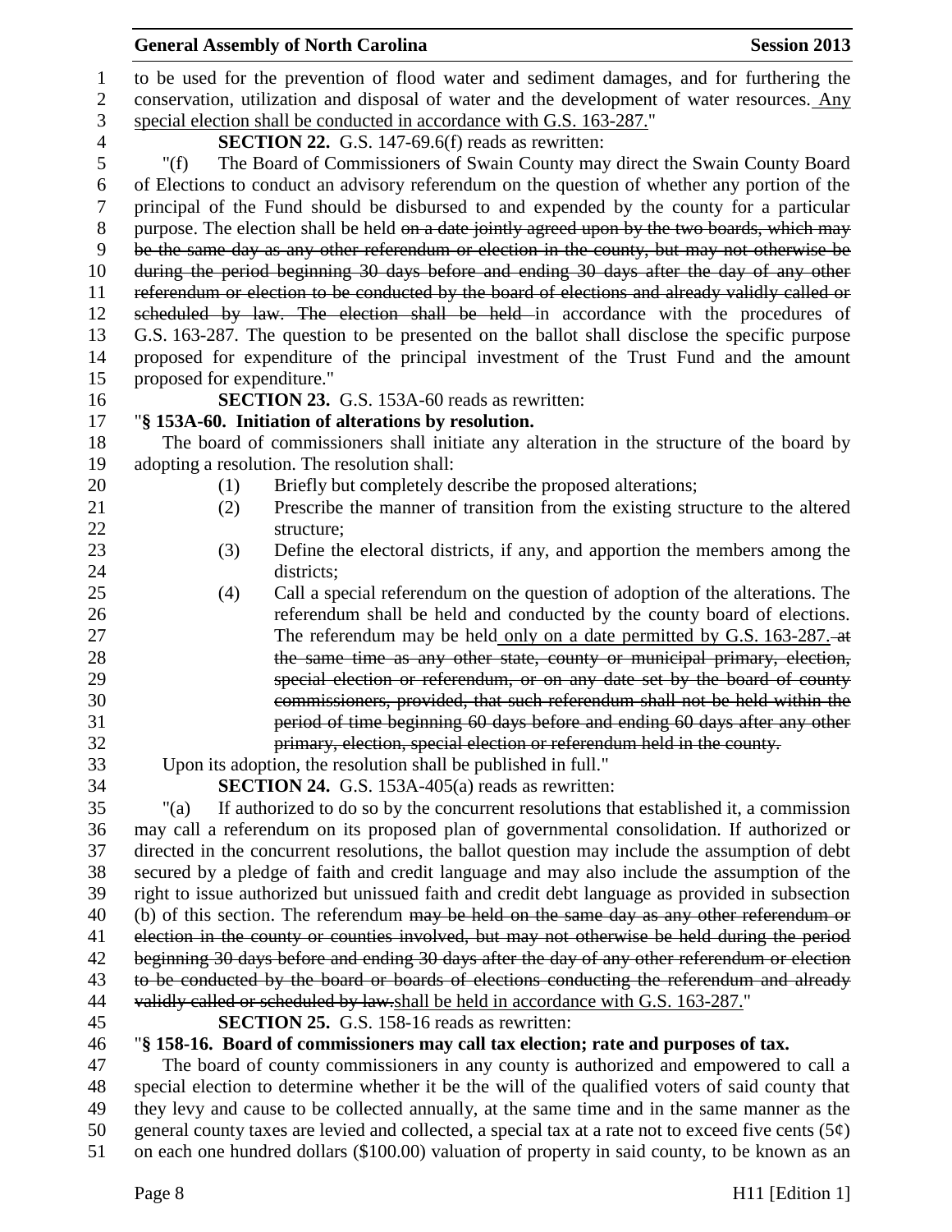to be used for the prevention of flood water and sediment damages, and for furthering the conservation, utilization and disposal of water and the development of water resources. Any special election shall be conducted in accordance with G.S. 163-287."

**SECTION 22.** G.S. 147-69.6(f) reads as rewritten:

"(f) The Board of Commissioners of Swain County may direct the Swain County Board of Elections to conduct an advisory referendum on the question of whether any portion of the principal of the Fund should be disbursed to and expended by the county for a particular purpose. The election shall be held ~~on a date jointly agreed upon by the two boards, which may be the same day as any other referendum or election in the county, but may not otherwise be during the period beginning 30 days before and ending 30 days after the day of any other referendum or election to be conducted by the board of elections and already validly called or scheduled by law. The election shall be held~~ in accordance with the procedures of G.S. 163-287. The question to be presented on the ballot shall disclose the specific purpose proposed for expenditure of the principal investment of the Trust Fund and the amount proposed for expenditure."

**SECTION 23.** G.S. 153A-60 reads as rewritten:

"**§ 153A-60. Initiation of alterations by resolution.**

The board of commissioners shall initiate any alteration in the structure of the board by adopting a resolution. The resolution shall:

(1) Briefly but completely describe the proposed alterations;

(2) Prescribe the manner of transition from the existing structure to the altered structure;

(3) Define the electoral districts, if any, and apportion the members among the districts;

(4) Call a special referendum on the question of adoption of the alterations. The referendum shall be held and conducted by the county board of elections. The referendum may be held only on a date permitted by G.S. 163-287. ~~at the same time as any other state, county or municipal primary, election, special election or referendum, or on any date set by the board of county commissioners, provided, that such referendum shall not be held within the period of time beginning 60 days before and ending 60 days after any other primary, election, special election or referendum held in the county.~~

Upon its adoption, the resolution shall be published in full."

**SECTION 24.** G.S. 153A-405(a) reads as rewritten:

"(a) If authorized to do so by the concurrent resolutions that established it, a commission may call a referendum on its proposed plan of governmental consolidation. If authorized or directed in the concurrent resolutions, the ballot question may include the assumption of debt secured by a pledge of faith and credit language and may also include the assumption of the right to issue authorized but unissued faith and credit debt language as provided in subsection (b) of this section. The referendum ~~may be held on the same day as any other referendum or election in the county or counties involved, but may not otherwise be held during the period beginning 30 days before and ending 30 days after the day of any other referendum or election to be conducted by the board or boards of elections conducting the referendum and already validly called or scheduled by law.~~shall be held in accordance with G.S. 163-287."

**SECTION 25.** G.S. 158-16 reads as rewritten:

"**§ 158-16. Board of commissioners may call tax election; rate and purposes of tax.**

The board of county commissioners in any county is authorized and empowered to call a special election to determine whether it be the will of the qualified voters of said county that they levy and cause to be collected annually, at the same time and in the same manner as the general county taxes are levied and collected, a special tax at a rate not to exceed five cents (5¢) on each one hundred dollars ($100.00) valuation of property in said county, to be known as an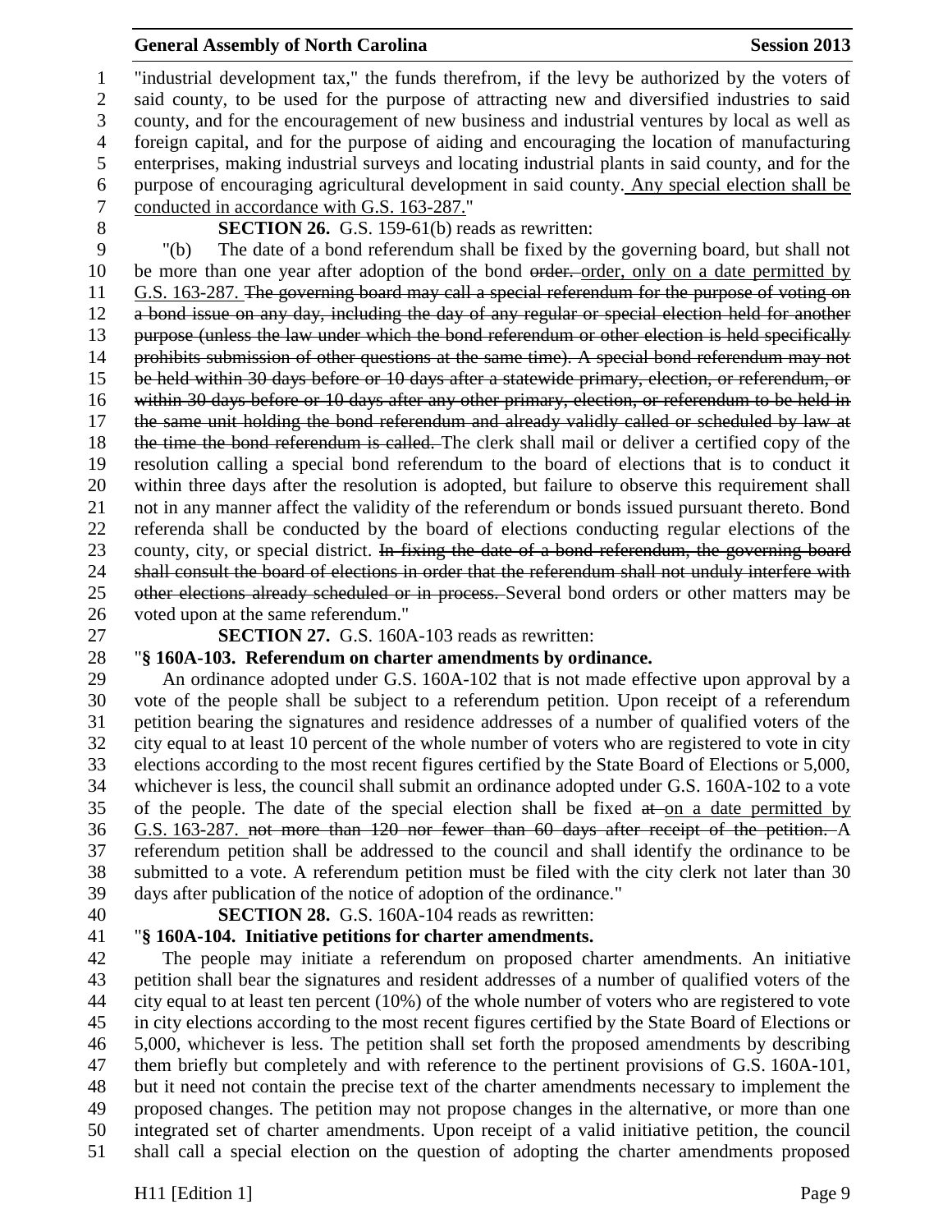"industrial development tax," the funds therefrom, if the levy be authorized by the voters of said county, to be used for the purpose of attracting new and diversified industries to said county, and for the encouragement of new business and industrial ventures by local as well as foreign capital, and for the purpose of aiding and encouraging the location of manufacturing enterprises, making industrial surveys and locating industrial plants in said county, and for the purpose of encouraging agricultural development in said county<u>. Any special election shall be conducted in accordance with G.S. 163-287</u>."

**SECTION 26.** G.S. 159-61(b) reads as rewritten:

"(b) The date of a bond referendum shall be fixed by the governing board, but shall not be more than one year after adoption of the bond ~~order.~~ <u>order, only on a date permitted by G.S. 163-287.</u> ~~The governing board may call a special referendum for the purpose of voting on a bond issue on any day, including the day of any regular or special election held for another purpose (unless the law under which the bond referendum or other election is held specifically prohibits submission of other questions at the same time). A special bond referendum may not be held within 30 days before or 10 days after a statewide primary, election, or referendum, or within 30 days before or 10 days after any other primary, election, or referendum to be held in the same unit holding the bond referendum and already validly called or scheduled by law at the time the bond referendum is called.~~ The clerk shall mail or deliver a certified copy of the resolution calling a special bond referendum to the board of elections that is to conduct it within three days after the resolution is adopted, but failure to observe this requirement shall not in any manner affect the validity of the referendum or bonds issued pursuant thereto. Bond referenda shall be conducted by the board of elections conducting regular elections of the county, city, or special district. ~~In fixing the date of a bond referendum, the governing board shall consult the board of elections in order that the referendum shall not unduly interfere with other elections already scheduled or in process.~~ Several bond orders or other matters may be voted upon at the same referendum."

**SECTION 27.** G.S. 160A-103 reads as rewritten:

"**§ 160A-103. Referendum on charter amendments by ordinance.**

An ordinance adopted under G.S. 160A-102 that is not made effective upon approval by a vote of the people shall be subject to a referendum petition. Upon receipt of a referendum petition bearing the signatures and residence addresses of a number of qualified voters of the city equal to at least 10 percent of the whole number of voters who are registered to vote in city elections according to the most recent figures certified by the State Board of Elections or 5,000, whichever is less, the council shall submit an ordinance adopted under G.S. 160A-102 to a vote of the people. The date of the special election shall be fixed ~~at~~ <u>on a date permitted by G.S. 163-287.</u> ~~not more than 120 nor fewer than 60 days after receipt of the petition.~~ A referendum petition shall be addressed to the council and shall identify the ordinance to be submitted to a vote. A referendum petition must be filed with the city clerk not later than 30 days after publication of the notice of adoption of the ordinance."

**SECTION 28.** G.S. 160A-104 reads as rewritten:

"**§ 160A-104. Initiative petitions for charter amendments.**

The people may initiate a referendum on proposed charter amendments. An initiative petition shall bear the signatures and resident addresses of a number of qualified voters of the city equal to at least ten percent (10%) of the whole number of voters who are registered to vote in city elections according to the most recent figures certified by the State Board of Elections or 5,000, whichever is less. The petition shall set forth the proposed amendments by describing them briefly but completely and with reference to the pertinent provisions of G.S. 160A-101, but it need not contain the precise text of the charter amendments necessary to implement the proposed changes. The petition may not propose changes in the alternative, or more than one integrated set of charter amendments. Upon receipt of a valid initiative petition, the council shall call a special election on the question of adopting the charter amendments proposed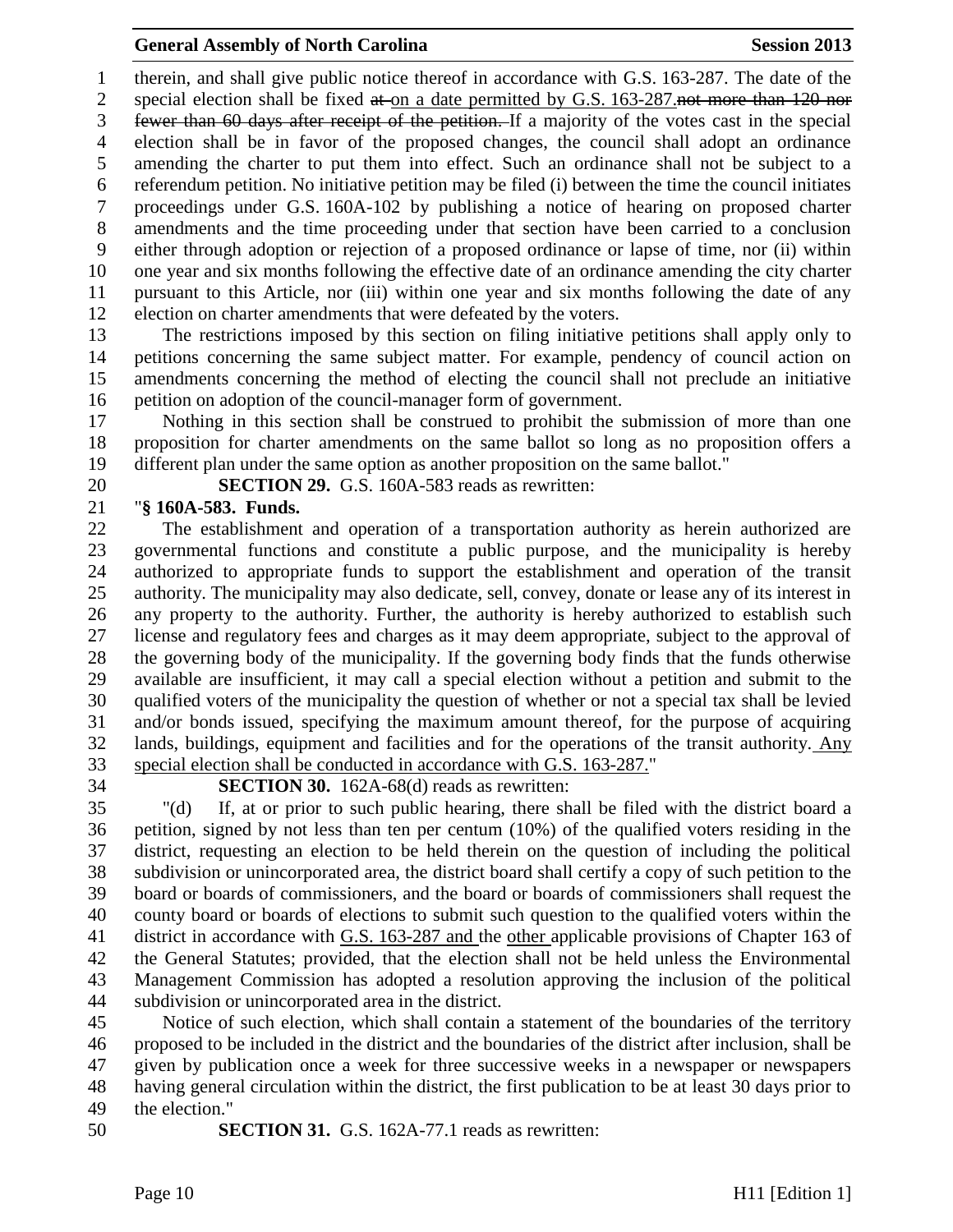therein, and shall give public notice thereof in accordance with G.S. 163-287. The date of the special election shall be fixed ~~at~~ <u>on a date permitted by G.S. 163-287.</u>~~not more than 120 nor fewer than 60 days after receipt of the petition.~~ If a majority of the votes cast in the special election shall be in favor of the proposed changes, the council shall adopt an ordinance amending the charter to put them into effect. Such an ordinance shall not be subject to a referendum petition. No initiative petition may be filed (i) between the time the council initiates proceedings under G.S. 160A-102 by publishing a notice of hearing on proposed charter amendments and the time proceeding under that section have been carried to a conclusion either through adoption or rejection of a proposed ordinance or lapse of time, nor (ii) within one year and six months following the effective date of an ordinance amending the city charter pursuant to this Article, nor (iii) within one year and six months following the date of any election on charter amendments that were defeated by the voters.

The restrictions imposed by this section on filing initiative petitions shall apply only to petitions concerning the same subject matter. For example, pendency of council action on amendments concerning the method of electing the council shall not preclude an initiative petition on adoption of the council-manager form of government.

Nothing in this section shall be construed to prohibit the submission of more than one proposition for charter amendments on the same ballot so long as no proposition offers a different plan under the same option as another proposition on the same ballot."

**SECTION 29.** G.S. 160A-583 reads as rewritten:

"**§ 160A-583. Funds.**

The establishment and operation of a transportation authority as herein authorized are governmental functions and constitute a public purpose, and the municipality is hereby authorized to appropriate funds to support the establishment and operation of the transit authority. The municipality may also dedicate, sell, convey, donate or lease any of its interest in any property to the authority. Further, the authority is hereby authorized to establish such license and regulatory fees and charges as it may deem appropriate, subject to the approval of the governing body of the municipality. If the governing body finds that the funds otherwise available are insufficient, it may call a special election without a petition and submit to the qualified voters of the municipality the question of whether or not a special tax shall be levied and/or bonds issued, specifying the maximum amount thereof, for the purpose of acquiring lands, buildings, equipment and facilities and for the operations of the transit authority. <u>Any special election shall be conducted in accordance with G.S. 163-287.</u>"

**SECTION 30.** 162A-68(d) reads as rewritten:

"(d) If, at or prior to such public hearing, there shall be filed with the district board a petition, signed by not less than ten per centum (10%) of the qualified voters residing in the district, requesting an election to be held therein on the question of including the political subdivision or unincorporated area, the district board shall certify a copy of such petition to the board or boards of commissioners, and the board or boards of commissioners shall request the county board or boards of elections to submit such question to the qualified voters within the district in accordance with <u>G.S. 163-287 and</u> the <u>other</u> applicable provisions of Chapter 163 of the General Statutes; provided, that the election shall not be held unless the Environmental Management Commission has adopted a resolution approving the inclusion of the political subdivision or unincorporated area in the district.

Notice of such election, which shall contain a statement of the boundaries of the territory proposed to be included in the district and the boundaries of the district after inclusion, shall be given by publication once a week for three successive weeks in a newspaper or newspapers having general circulation within the district, the first publication to be at least 30 days prior to the election."

**SECTION 31.** G.S. 162A-77.1 reads as rewritten: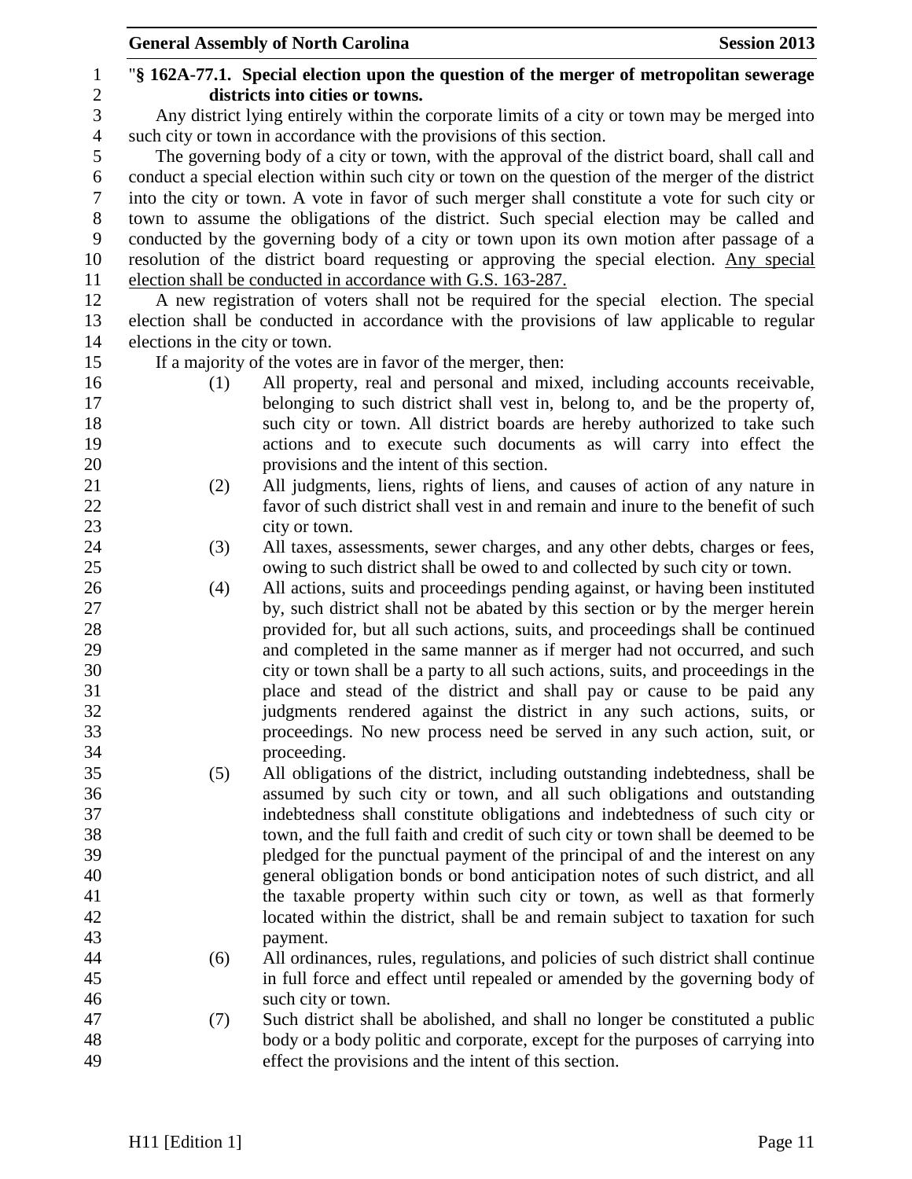"**§ 162A-77.1. Special election upon the question of the merger of metropolitan sewerage districts into cities or towns.**

Any district lying entirely within the corporate limits of a city or town may be merged into such city or town in accordance with the provisions of this section.

The governing body of a city or town, with the approval of the district board, shall call and conduct a special election within such city or town on the question of the merger of the district into the city or town. A vote in favor of such merger shall constitute a vote for such city or town to assume the obligations of the district. Such special election may be called and conducted by the governing body of a city or town upon its own motion after passage of a resolution of the district board requesting or approving the special election. Any special election shall be conducted in accordance with G.S. 163-287.

A new registration of voters shall not be required for the special election. The special election shall be conducted in accordance with the provisions of law applicable to regular elections in the city or town.

If a majority of the votes are in favor of the merger, then:

(1) All property, real and personal and mixed, including accounts receivable, belonging to such district shall vest in, belong to, and be the property of, such city or town. All district boards are hereby authorized to take such actions and to execute such documents as will carry into effect the provisions and the intent of this section.

(2) All judgments, liens, rights of liens, and causes of action of any nature in favor of such district shall vest in and remain and inure to the benefit of such city or town.

(3) All taxes, assessments, sewer charges, and any other debts, charges or fees, owing to such district shall be owed to and collected by such city or town.

(4) All actions, suits and proceedings pending against, or having been instituted by, such district shall not be abated by this section or by the merger herein provided for, but all such actions, suits, and proceedings shall be continued and completed in the same manner as if merger had not occurred, and such city or town shall be a party to all such actions, suits, and proceedings in the place and stead of the district and shall pay or cause to be paid any judgments rendered against the district in any such actions, suits, or proceedings. No new process need be served in any such action, suit, or proceeding.

(5) All obligations of the district, including outstanding indebtedness, shall be assumed by such city or town, and all such obligations and outstanding indebtedness shall constitute obligations and indebtedness of such city or town, and the full faith and credit of such city or town shall be deemed to be pledged for the punctual payment of the principal of and the interest on any general obligation bonds or bond anticipation notes of such district, and all the taxable property within such city or town, as well as that formerly located within the district, shall be and remain subject to taxation for such payment.

(6) All ordinances, rules, regulations, and policies of such district shall continue in full force and effect until repealed or amended by the governing body of such city or town.

(7) Such district shall be abolished, and shall no longer be constituted a public body or a body politic and corporate, except for the purposes of carrying into effect the provisions and the intent of this section.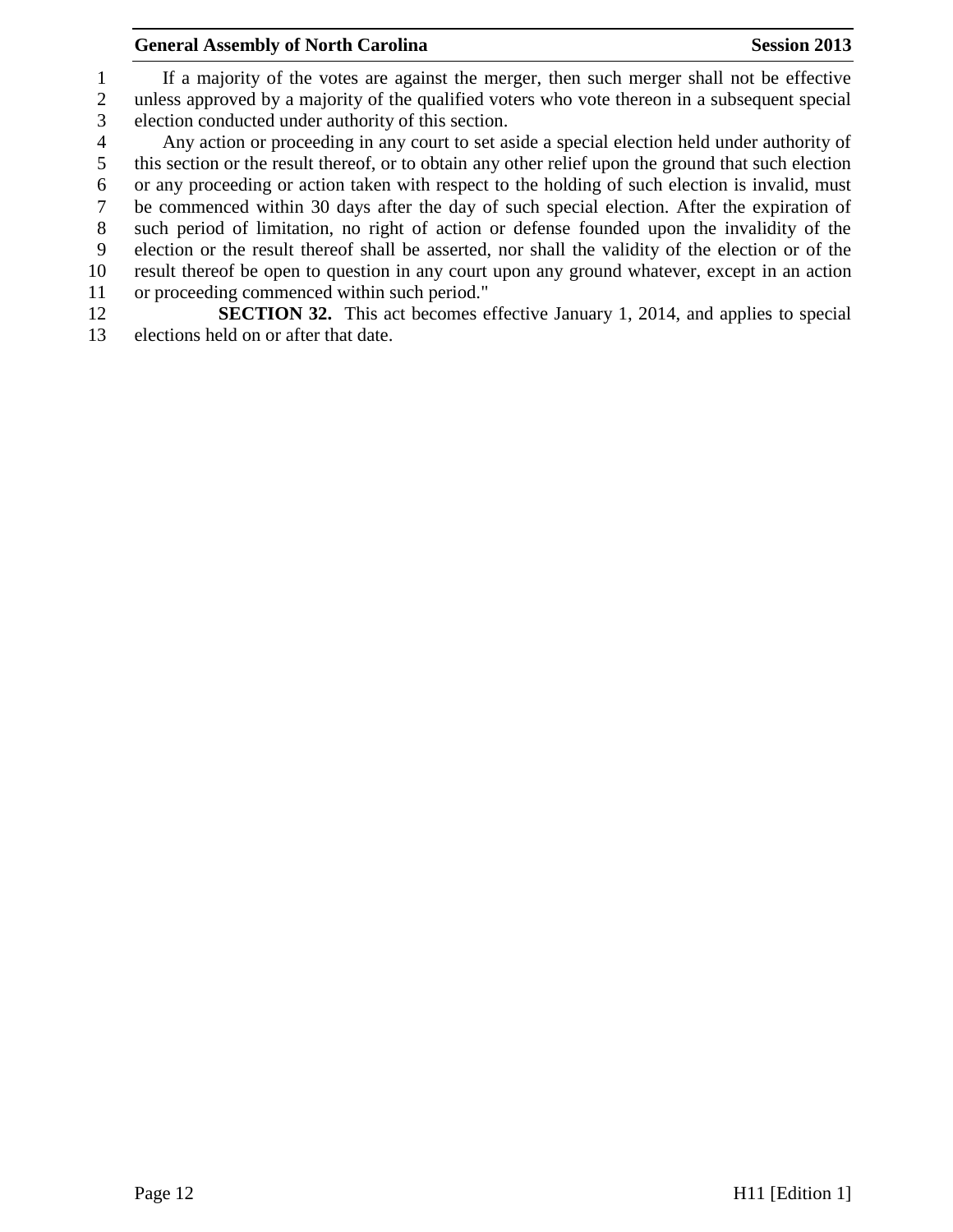If a majority of the votes are against the merger, then such merger shall not be effective unless approved by a majority of the qualified voters who vote thereon in a subsequent special election conducted under authority of this section.

Any action or proceeding in any court to set aside a special election held under authority of this section or the result thereof, or to obtain any other relief upon the ground that such election or any proceeding or action taken with respect to the holding of such election is invalid, must be commenced within 30 days after the day of such special election. After the expiration of such period of limitation, no right of action or defense founded upon the invalidity of the election or the result thereof shall be asserted, nor shall the validity of the election or of the result thereof be open to question in any court upon any ground whatever, except in an action or proceeding commenced within such period."

**SECTION 32.** This act becomes effective January 1, 2014, and applies to special elections held on or after that date.